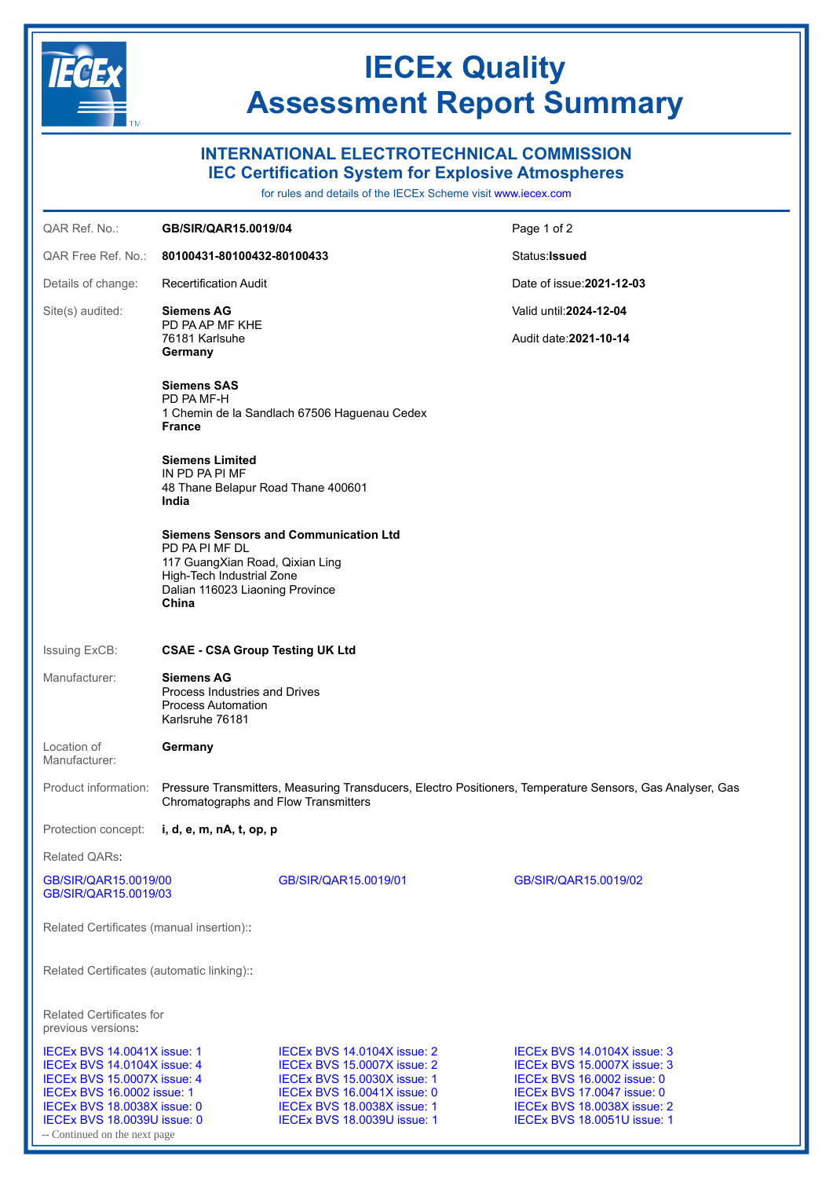# IECEx Quality Assessment Report Summary

## INTERNATIONAL ELECTROTECHNICAL COMMISSION
## IEC Certification System for Explosive Atmospheres

for rules and details of the IECEx Scheme visit www.iecex.com

| | | |
|---|---|---|
| QAR Ref. No.: | **GB/SIR/QAR15.0019/04** | Page 1 of 2 |
| QAR Free Ref. No.: | **80100431-80100432-80100433** | Status:**Issued** |
| Details of change: | Recertification Audit | Date of issue:**2021-12-03** |
| Site(s) audited: | **Siemens AG**<br>PD PA AP MF KHE<br>76181 Karlsuhe<br>**Germany** | Valid until:**2024-12-04**<br><br>Audit date:**2021-10-14** |

**Siemens SAS**
PD PA MF-H
1 Chemin de la Sandlach 67506 Haguenau Cedex
**France**

**Siemens Limited**
IN PD PA PI MF
48 Thane Belapur Road Thane 400601
**India**

**Siemens Sensors and Communication Ltd**
PD PA PI MF DL
117 GuangXian Road, Qixian Ling
High-Tech Industrial Zone
Dalian 116023 Liaoning Province
**China**

Issuing ExCB: **CSAE - CSA Group Testing UK Ltd**

Manufacturer: **Siemens AG**
Process Industries and Drives
Process Automation
Karlsruhe 76181

Location of Manufacturer: **Germany**

Product information: Pressure Transmitters, Measuring Transducers, Electro Positioners, Temperature Sensors, Gas Analyser, Gas Chromatographs and Flow Transmitters

Protection concept: **i, d, e, m, nA, t, op, p**

Related QARs:

GB/SIR/QAR15.0019/00
GB/SIR/QAR15.0019/03
GB/SIR/QAR15.0019/01
GB/SIR/QAR15.0019/02

Related Certificates (manual insertion)::

Related Certificates (automatic linking)::

Related Certificates for previous versions:

| | | |
|---|---|---|
| IECEx BVS 14.0041X issue: 1 | IECEx BVS 14.0104X issue: 2 | IECEx BVS 14.0104X issue: 3 |
| IECEx BVS 14.0104X issue: 4 | IECEx BVS 15.0007X issue: 2 | IECEx BVS 15.0007X issue: 3 |
| IECEx BVS 15.0007X issue: 4 | IECEx BVS 15.0030X issue: 1 | IECEx BVS 16.0002 issue: 0 |
| IECEx BVS 16.0002 issue: 1 | IECEx BVS 16.0041X issue: 0 | IECEx BVS 17.0047 issue: 0 |
| IECEx BVS 18.0038X issue: 0 | IECEx BVS 18.0038X issue: 1 | IECEx BVS 18.0038X issue: 2 |
| IECEx BVS 18.0039U issue: 0 | IECEx BVS 18.0039U issue: 1 | IECEx BVS 18.0051U issue: 1 |

-- Continued on the next page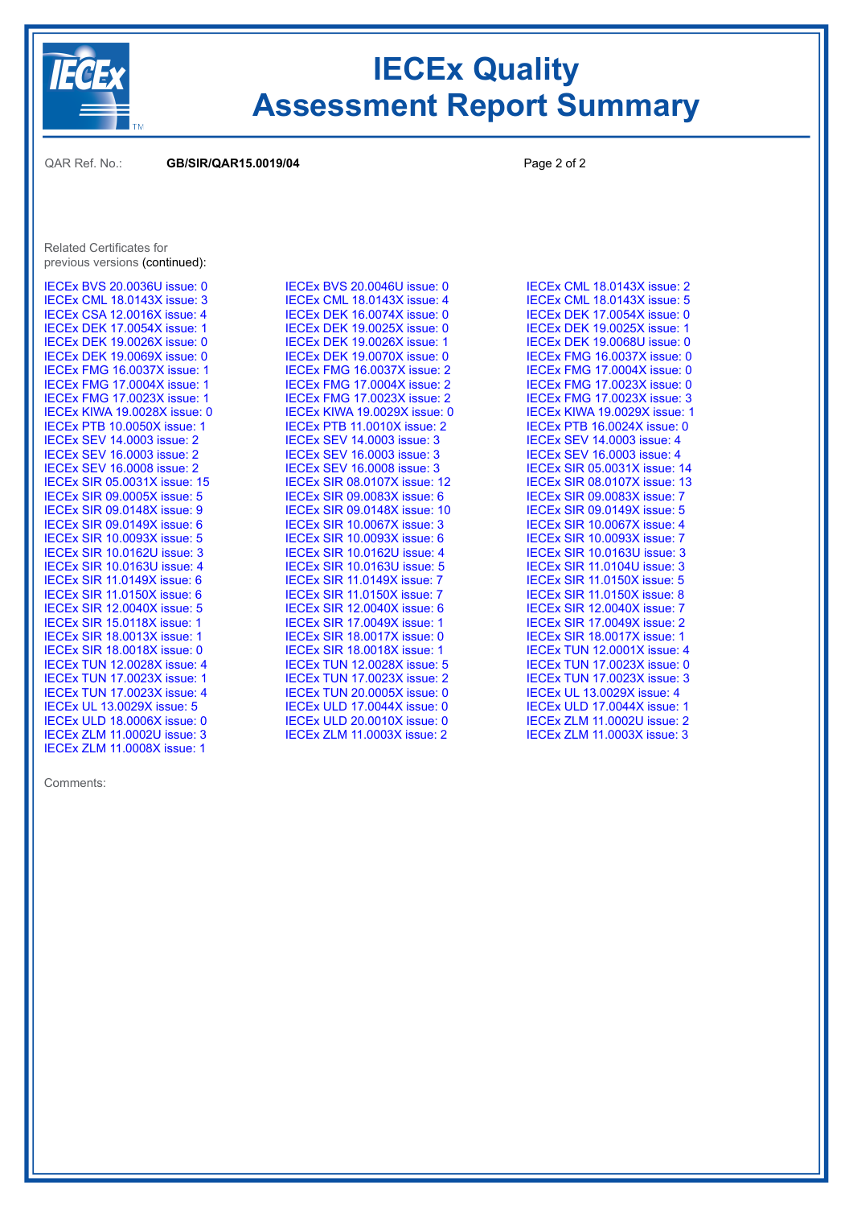# IECEx Quality Assessment Report Summary

QAR Ref. No.: **GB/SIR/QAR15.0019/04**

Related Certificates for previous versions (continued):

IECEx BVS 20.0036U issue: 0
IECEx BVS 20.0046U issue: 0
IECEx CML 18.0143X issue: 2
IECEx CML 18.0143X issue: 3
IECEx CML 18.0143X issue: 4
IECEx CML 18.0143X issue: 5
IECEx CSA 12.0016X issue: 4
IECEx DEK 16.0074X issue: 0
IECEx DEK 17.0054X issue: 0
IECEx DEK 17.0054X issue: 1
IECEx DEK 19.0025X issue: 0
IECEx DEK 19.0025X issue: 1
IECEx DEK 19.0026X issue: 0
IECEx DEK 19.0026X issue: 1
IECEx DEK 19.0068U issue: 0
IECEx DEK 19.0069X issue: 0
IECEx DEK 19.0070X issue: 0
IECEx FMG 16.0037X issue: 0
IECEx FMG 16.0037X issue: 1
IECEx FMG 16.0037X issue: 2
IECEx FMG 17.0004X issue: 0
IECEx FMG 17.0004X issue: 1
IECEx FMG 17.0004X issue: 2
IECEx FMG 17.0023X issue: 0
IECEx FMG 17.0023X issue: 1
IECEx FMG 17.0023X issue: 2
IECEx FMG 17.0023X issue: 3
IECEx KIWA 19.0028X issue: 0
IECEx KIWA 19.0029X issue: 0
IECEx KIWA 19.0029X issue: 1
IECEx PTB 10.0050X issue: 1
IECEx PTB 11.0010X issue: 2
IECEx PTB 16.0024X issue: 0
IECEx SEV 14.0003 issue: 2
IECEx SEV 14.0003 issue: 3
IECEx SEV 14.0003 issue: 4
IECEx SEV 16.0003 issue: 2
IECEx SEV 16.0003 issue: 3
IECEx SEV 16.0003 issue: 4
IECEx SEV 16.0008 issue: 2
IECEx SEV 16.0008 issue: 3
IECEx SIR 05.0031X issue: 14
IECEx SIR 05.0031X issue: 15
IECEx SIR 08.0107X issue: 12
IECEx SIR 08.0107X issue: 13
IECEx SIR 09.0005X issue: 5
IECEx SIR 09.0083X issue: 6
IECEx SIR 09.0083X issue: 7
IECEx SIR 09.0148X issue: 9
IECEx SIR 09.0148X issue: 10
IECEx SIR 09.0149X issue: 5
IECEx SIR 09.0149X issue: 6
IECEx SIR 10.0067X issue: 3
IECEx SIR 10.0067X issue: 4
IECEx SIR 10.0093X issue: 5
IECEx SIR 10.0093X issue: 6
IECEx SIR 10.0093X issue: 7
IECEx SIR 10.0162U issue: 3
IECEx SIR 10.0162U issue: 4
IECEx SIR 10.0163U issue: 3
IECEx SIR 10.0163U issue: 4
IECEx SIR 10.0163U issue: 5
IECEx SIR 11.0104U issue: 3
IECEx SIR 11.0149X issue: 6
IECEx SIR 11.0149X issue: 7
IECEx SIR 11.0150X issue: 5
IECEx SIR 11.0150X issue: 6
IECEx SIR 11.0150X issue: 7
IECEx SIR 11.0150X issue: 8
IECEx SIR 12.0040X issue: 5
IECEx SIR 12.0040X issue: 6
IECEx SIR 12.0040X issue: 7
IECEx SIR 15.0118X issue: 1
IECEx SIR 17.0049X issue: 1
IECEx SIR 17.0049X issue: 2
IECEx SIR 18.0013X issue: 1
IECEx SIR 18.0017X issue: 0
IECEx SIR 18.0017X issue: 1
IECEx SIR 18.0018X issue: 0
IECEx SIR 18.0018X issue: 1
IECEx TUN 12.0001X issue: 4
IECEx TUN 12.0028X issue: 4
IECEx TUN 12.0028X issue: 5
IECEx TUN 17.0023X issue: 0
IECEx TUN 17.0023X issue: 1
IECEx TUN 17.0023X issue: 2
IECEx TUN 17.0023X issue: 3
IECEx TUN 17.0023X issue: 4
IECEx TUN 20.0005X issue: 0
IECEx UL 13.0029X issue: 4
IECEx UL 13.0029X issue: 5
IECEx ULD 17.0044X issue: 0
IECEx ULD 17.0044X issue: 1
IECEx ULD 18.0006X issue: 0
IECEx ULD 20.0010X issue: 0
IECEx ZLM 11.0002U issue: 2
IECEx ZLM 11.0002U issue: 3
IECEx ZLM 11.0003X issue: 2
IECEx ZLM 11.0003X issue: 3
IECEx ZLM 11.0008X issue: 1

Comments: